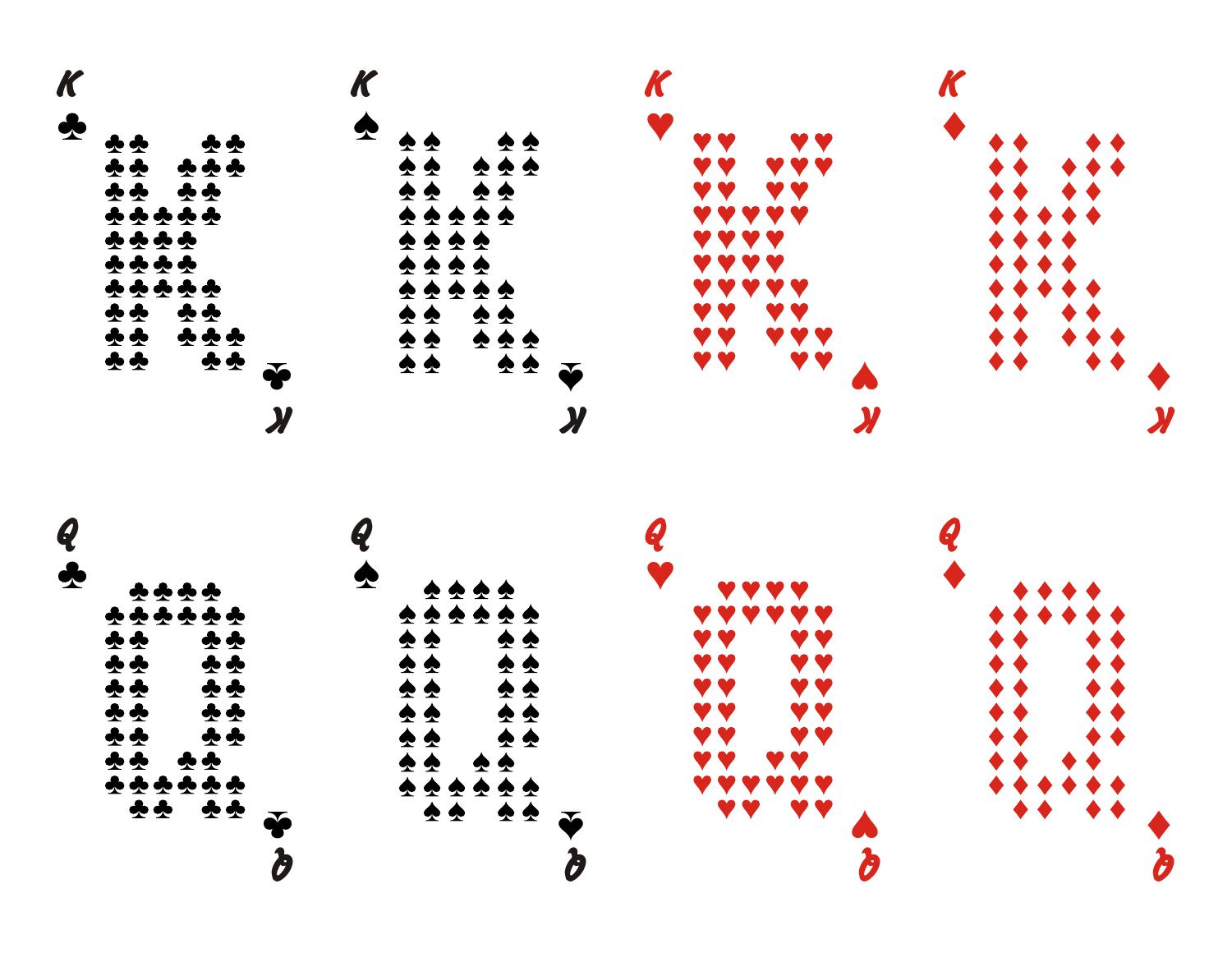K ♣

K ♠

K ♥

K ♦

Q ♣

Q ♠

Q ♥

Q ♦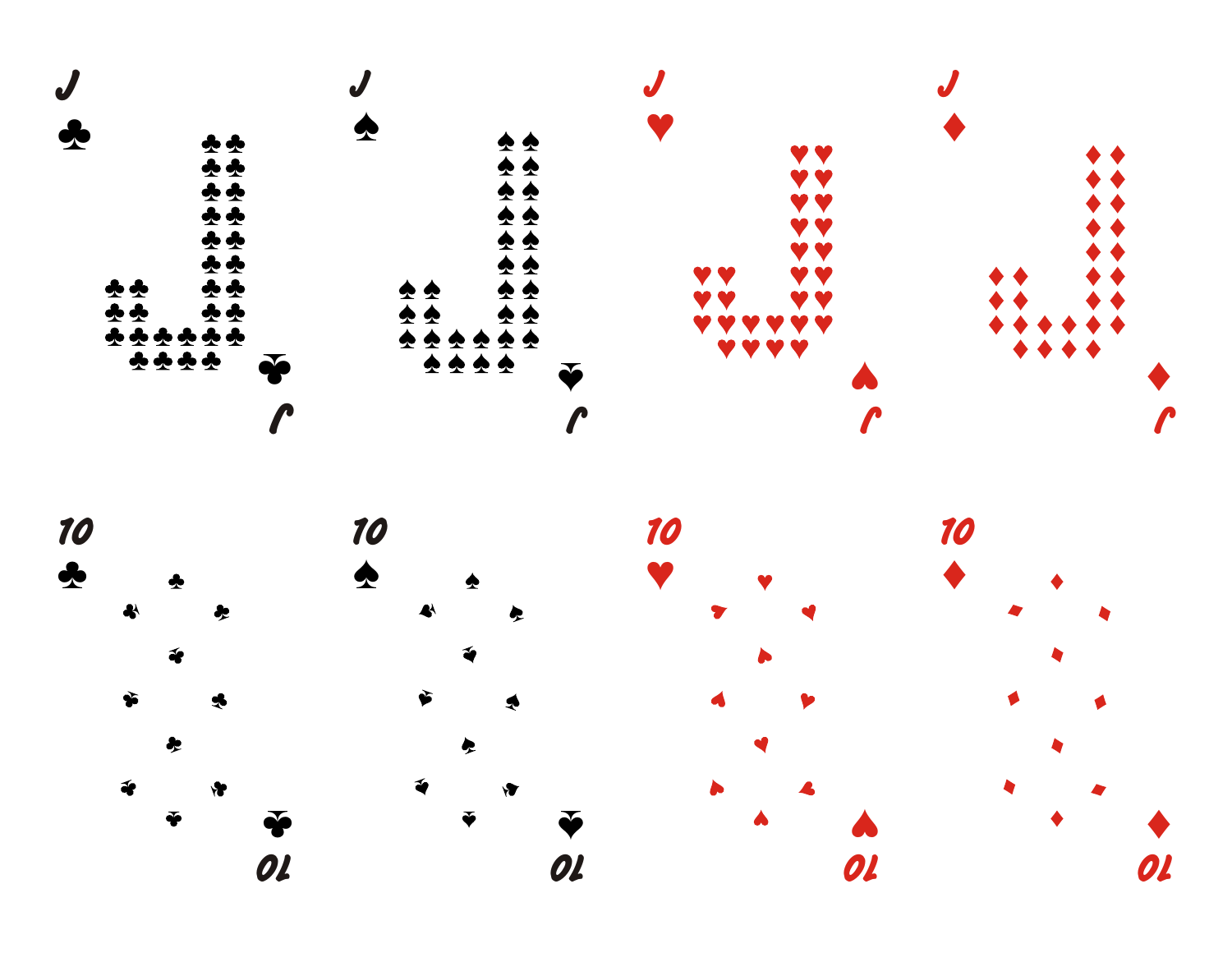J ♣

J

J ♠

J

J ♥

J

J ♦

J

10 ♣

10

10 ♠

10

10 ♥

10

10 ♦

10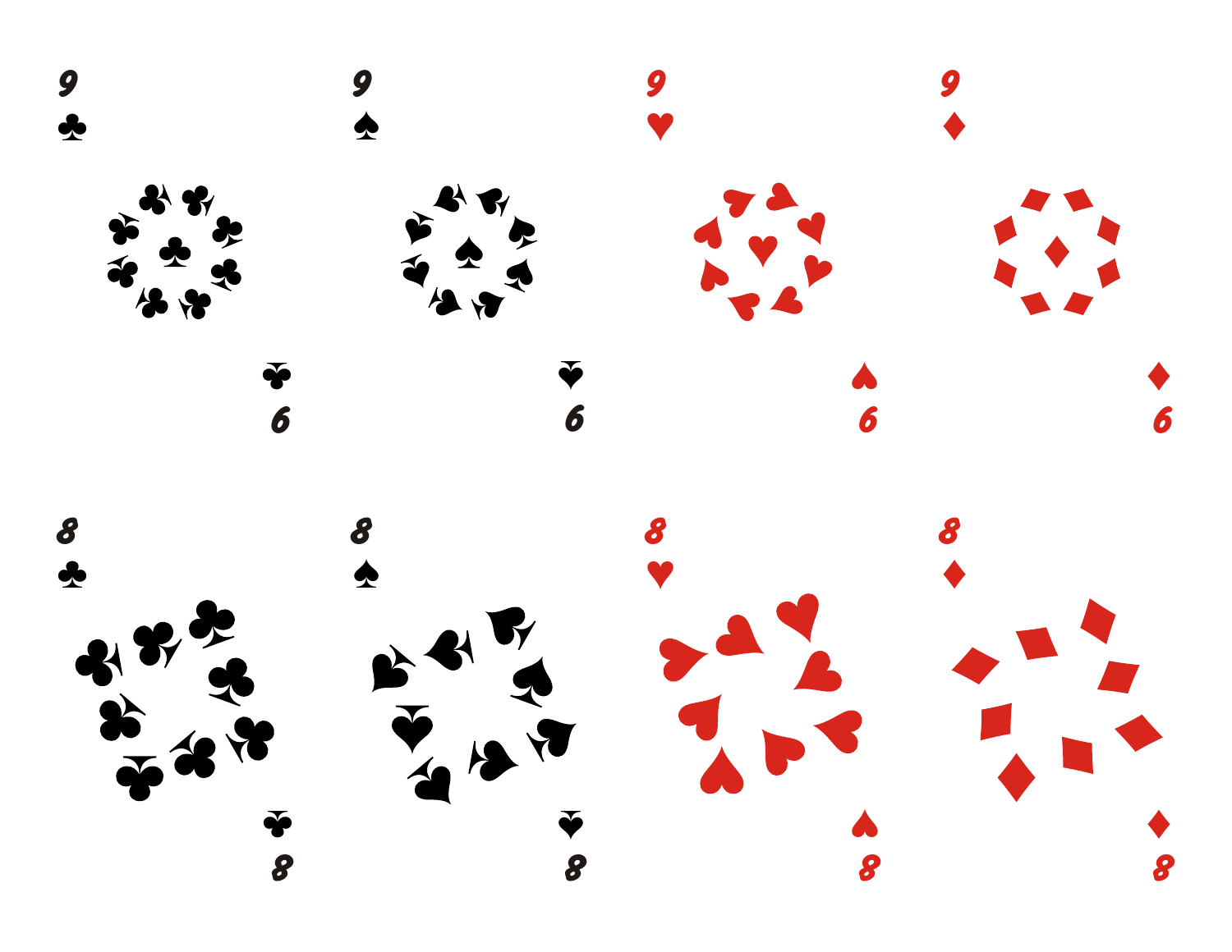9 ♣

6

9 ♠

6

9 ♥

6

9 ♦

6

8 ♣

8

8 ♠

8

8 ♥

8

8 ♦

8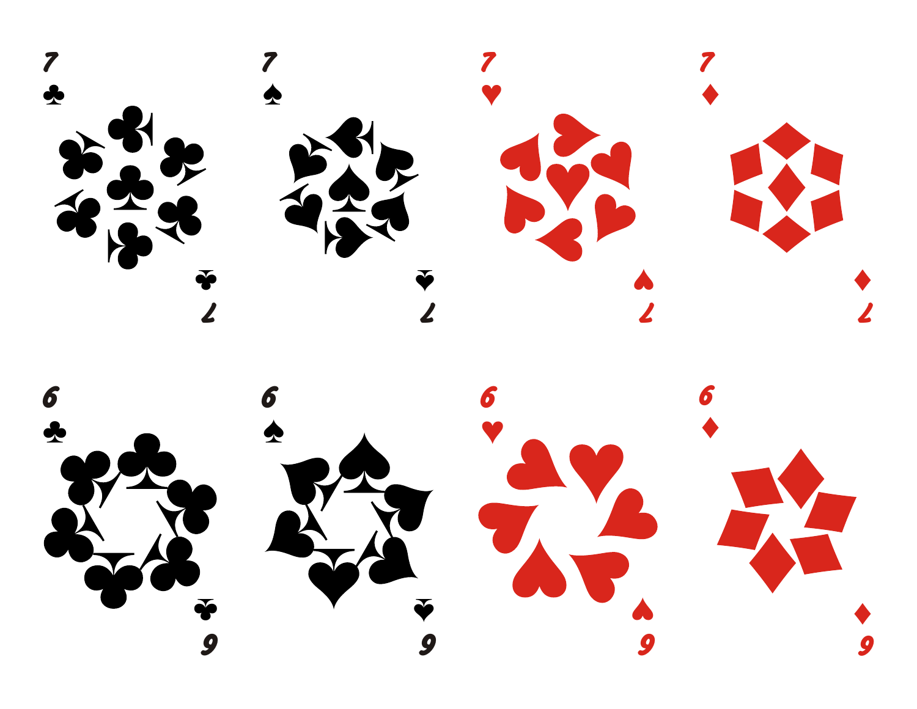7 ♣

7 ♠

7 ♥

7 ♦

6 ♣

6 ♠

6 ♥

6 ♦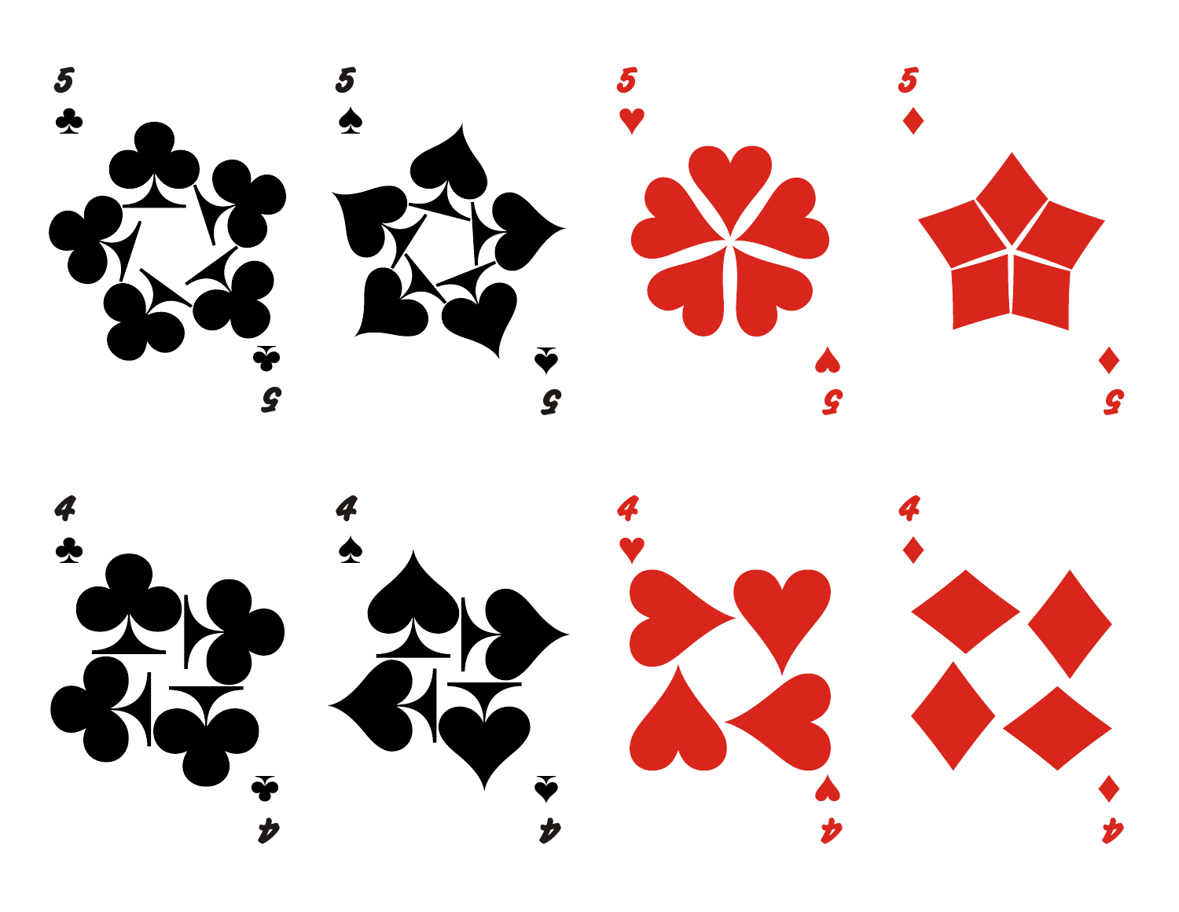5 ♣

5 ♠

5 ♥

5 ♦

4 ♣

4 ♠

4 ♥

4 ♦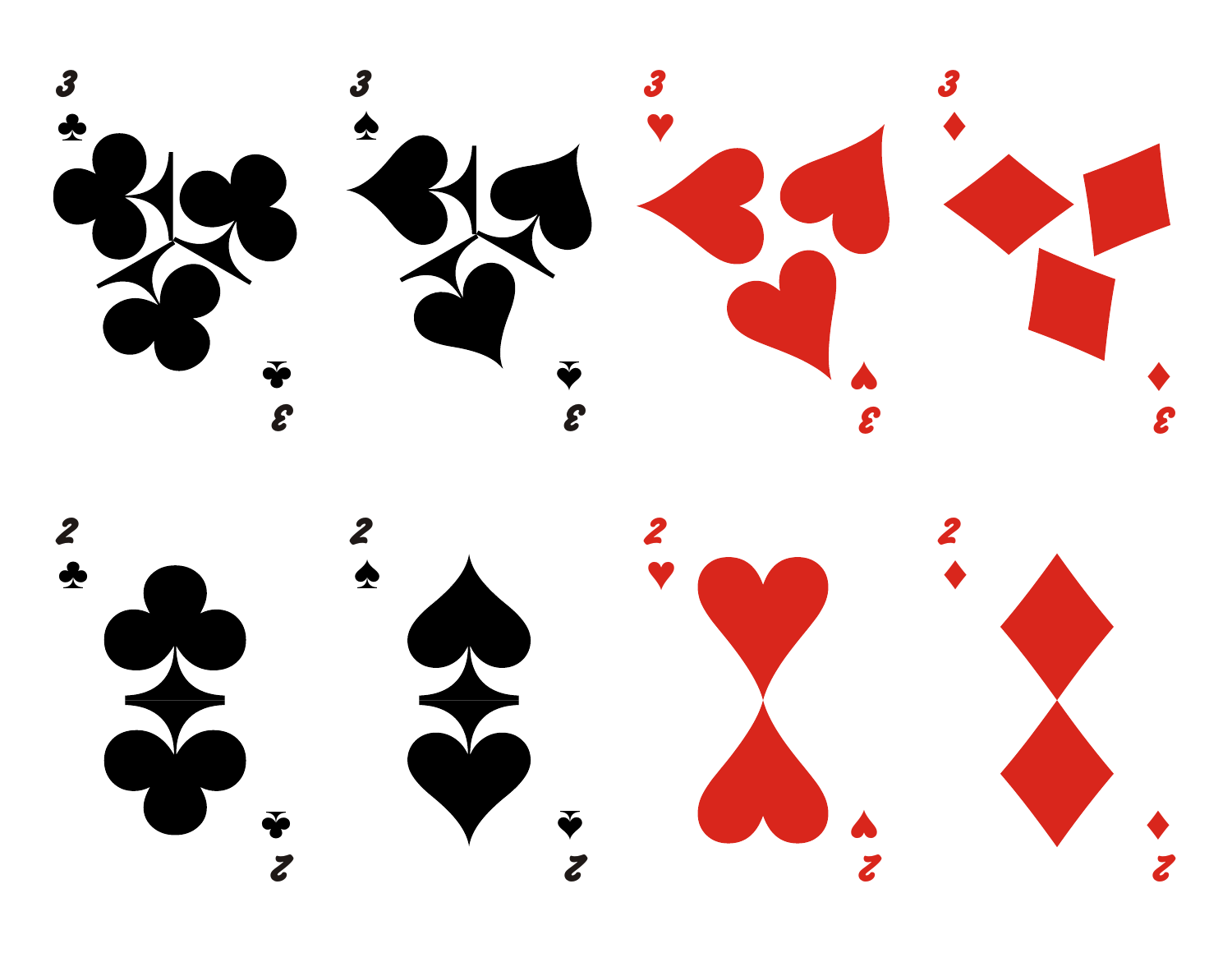3 ♣ 3 ♠ 3 ♥ 3 ♦

2 ♣ 2 ♠ 2 ♥ 2 ♦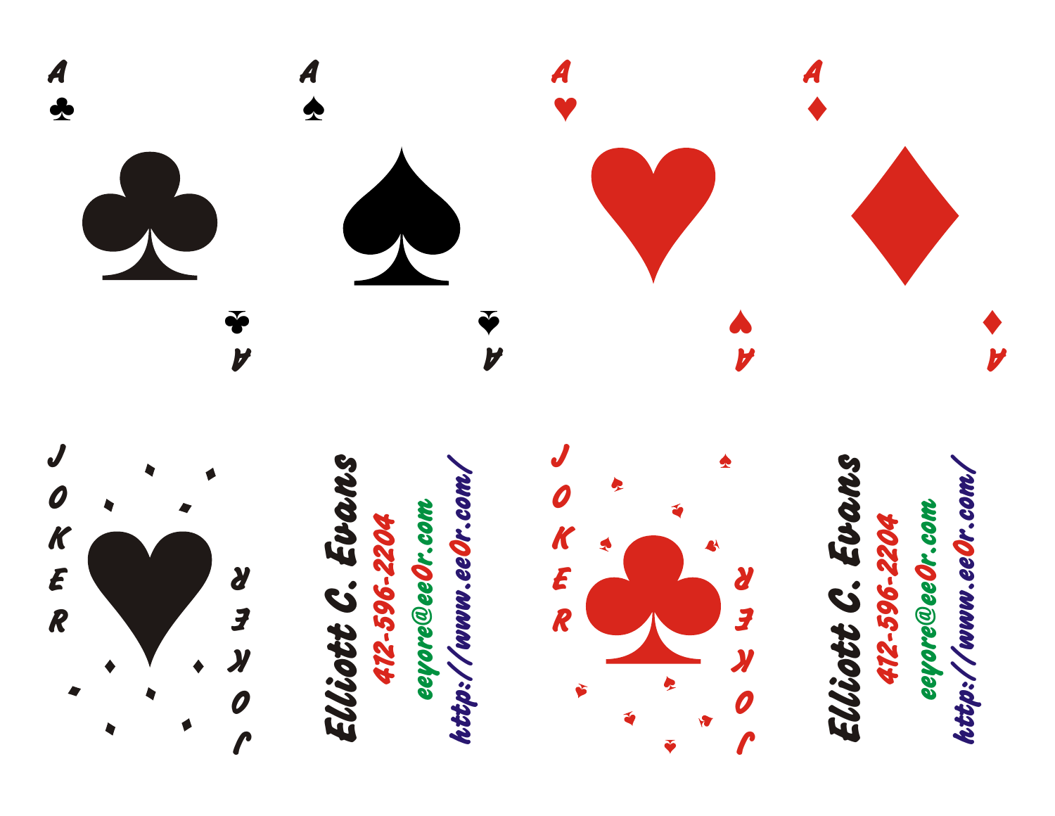A

A

A

A

A

A

A

A

JOKER

JOKER

Elliott C. Evans

472-596-2204

eeyore@ee0r.com

http://www.ee0r.com/

JOKER

JOKER

Elliott C. Evans

472-596-2204

eeyore@ee0r.com

http://www.ee0r.com/